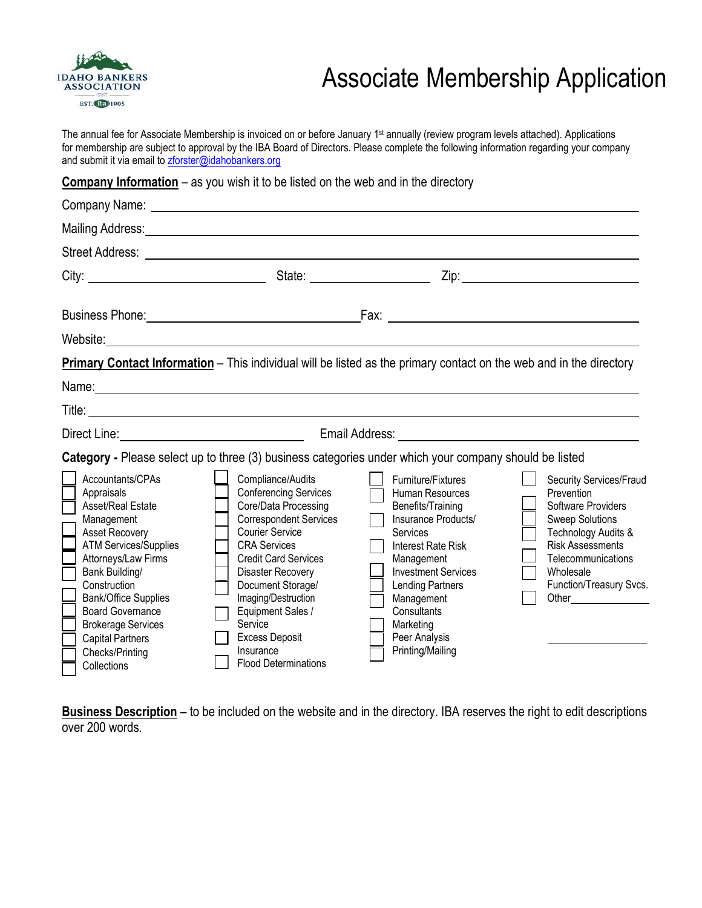IDAHO BANKERS ASSOCIATION
EST. iba 1905

# Associate Membership Application

The annual fee for Associate Membership is invoiced on or before January 1st annually (review program levels attached). Applications for membership are subject to approval by the IBA Board of Directors. Please complete the following information regarding your company and submit it via email to zforster@idahobankers.org

**Company Information** – as you wish it to be listed on the web and in the directory

Company Name: ______________________________

Mailing Address: ______________________________

Street Address: ______________________________

City: ______________ State: ______________ Zip: ______________

Business Phone: ______________ Fax: ______________

Website: ______________________________

**Primary Contact Information** – This individual will be listed as the primary contact on the web and in the directory

Name: ______________________________

Title: ______________________________

Direct Line: ______________ Email Address: ______________

**Category -** Please select up to three (3) business categories under which your company should be listed

- ☐ Accountants/CPAs
- ☐ Appraisals
- ☐ Asset/Real Estate Management
- ☐ Asset Recovery
- ☐ ATM Services/Supplies
- ☐ Attorneys/Law Firms
- ☐ Bank Building/ Construction
- ☐ Bank/Office Supplies
- ☐ Board Governance
- ☐ Brokerage Services
- ☐ Capital Partners
- ☐ Checks/Printing
- ☐ Collections
- ☐ Compliance/Audits
- ☐ Conferencing Services
- ☐ Core/Data Processing
- ☐ Correspondent Services
- ☐ Courier Service
- ☐ CRA Services
- ☐ Credit Card Services
- ☐ Disaster Recovery
- ☐ Document Storage/ Imaging/Destruction
- ☐ Equipment Sales / Service
- ☐ Excess Deposit Insurance
- ☐ Flood Determinations
- ☐ Furniture/Fixtures
- ☐ Human Resources Benefits/Training
- ☐ Insurance Products/ Services
- ☐ Interest Rate Risk Management
- ☐ Investment Services
- ☐ Lending Partners
- ☐ Management Consultants
- ☐ Marketing
- ☐ Peer Analysis
- ☐ Printing/Mailing
- ☐ Security Services/Fraud Prevention
- ☐ Software Providers
- ☐ Sweep Solutions
- ☐ Technology Audits & Risk Assessments
- ☐ Telecommunications
- ☐ Wholesale Function/Treasury Svcs.
- ☐ Other______________

**Business Description –** to be included on the website and in the directory. IBA reserves the right to edit descriptions over 200 words.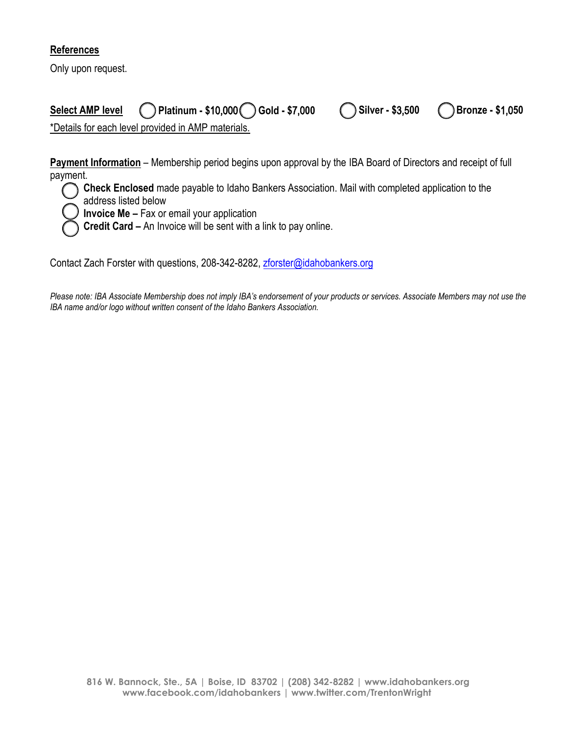**References**

Only upon request.

**Select AMP level** ◯ **Platinum - $10,000** ◯ **Gold - $7,000** ◯ **Silver - $3,500** ◯ **Bronze - $1,050**

*Details for each level provided in AMP materials.

**Payment Information** – Membership period begins upon approval by the IBA Board of Directors and receipt of full payment.

- ◯ **Check Enclosed** made payable to Idaho Bankers Association. Mail with completed application to the address listed below
- ◯ **Invoice Me –** Fax or email your application
- ◯ **Credit Card –** An Invoice will be sent with a link to pay online.

Contact Zach Forster with questions, 208-342-8282, zforster@idahobankers.org

*Please note: IBA Associate Membership does not imply IBA's endorsement of your products or services. Associate Members may not use the IBA name and/or logo without written consent of the Idaho Bankers Association.*

816 W. Bannock, Ste., 5A | Boise, ID 83702 | (208) 342-8282 | www.idahobankers.org
www.facebook.com/idahobankers | www.twitter.com/TrentonWright